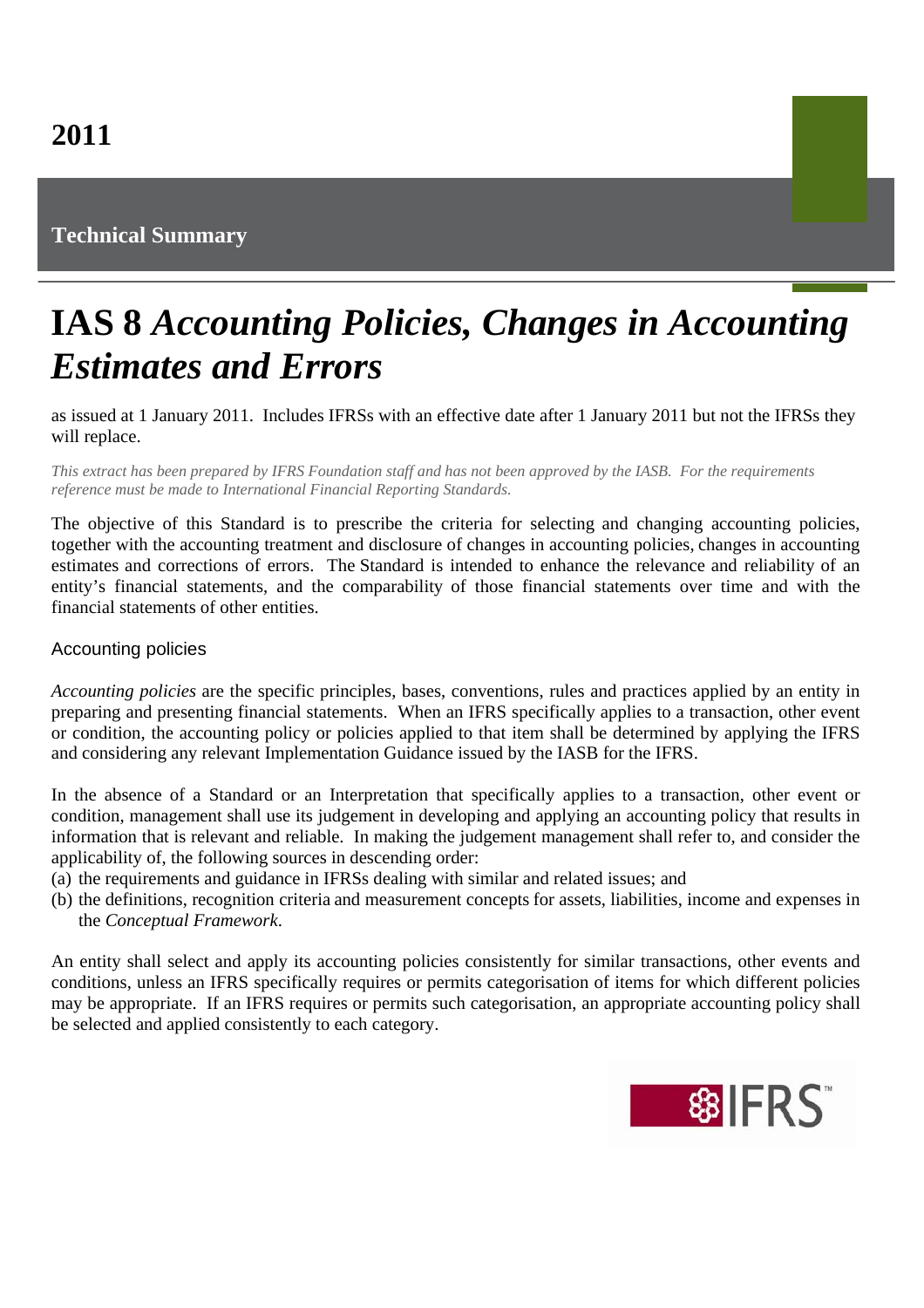**2011**

**Technical Summary**

# IAS 8 *Accounting Policies, Changes in Accounting Estimates and Errors*

as issued at 1 January 2011. Includes IFRSs with an effective date after 1 January 2011 but not the IFRSs they will replace.

*This extract has been prepared by IFRS Foundation staff and has not been approved by the IASB. For the requirements reference must be made to International Financial Reporting Standards.*

The objective of this Standard is to prescribe the criteria for selecting and changing accounting policies, together with the accounting treatment and disclosure of changes in accounting policies, changes in accounting estimates and corrections of errors. The Standard is intended to enhance the relevance and reliability of an entity's financial statements, and the comparability of those financial statements over time and with the financial statements of other entities.

## Accounting policies

*Accounting policies* are the specific principles, bases, conventions, rules and practices applied by an entity in preparing and presenting financial statements. When an IFRS specifically applies to a transaction, other event or condition, the accounting policy or policies applied to that item shall be determined by applying the IFRS and considering any relevant Implementation Guidance issued by the IASB for the IFRS.

In the absence of a Standard or an Interpretation that specifically applies to a transaction, other event or condition, management shall use its judgement in developing and applying an accounting policy that results in information that is relevant and reliable. In making the judgement management shall refer to, and consider the applicability of, the following sources in descending order:

(a) the requirements and guidance in IFRSs dealing with similar and related issues; and
(b) the definitions, recognition criteria and measurement concepts for assets, liabilities, income and expenses in the *Conceptual Framework*.

An entity shall select and apply its accounting policies consistently for similar transactions, other events and conditions, unless an IFRS specifically requires or permits categorisation of items for which different policies may be appropriate. If an IFRS requires or permits such categorisation, an appropriate accounting policy shall be selected and applied consistently to each category.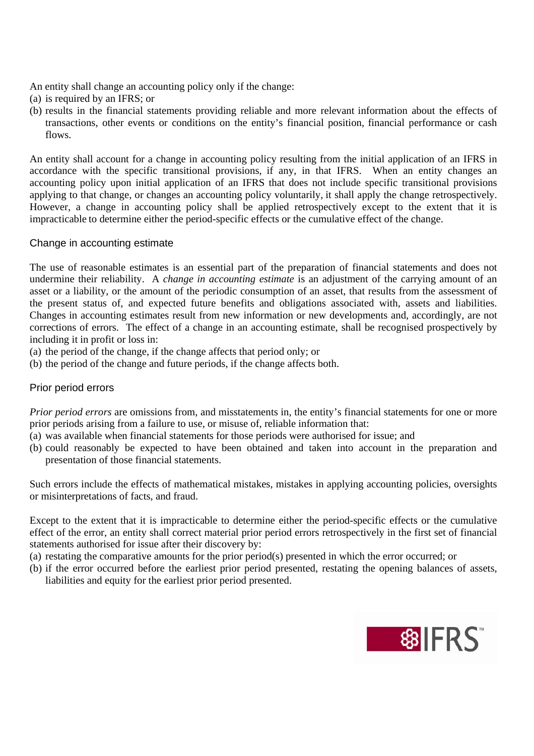An entity shall change an accounting policy only if the change:

(a) is required by an IFRS; or
(b) results in the financial statements providing reliable and more relevant information about the effects of transactions, other events or conditions on the entity's financial position, financial performance or cash flows.

An entity shall account for a change in accounting policy resulting from the initial application of an IFRS in accordance with the specific transitional provisions, if any, in that IFRS. When an entity changes an accounting policy upon initial application of an IFRS that does not include specific transitional provisions applying to that change, or changes an accounting policy voluntarily, it shall apply the change retrospectively. However, a change in accounting policy shall be applied retrospectively except to the extent that it is impracticable to determine either the period-specific effects or the cumulative effect of the change.

## Change in accounting estimate

The use of reasonable estimates is an essential part of the preparation of financial statements and does not undermine their reliability. A *change in accounting estimate* is an adjustment of the carrying amount of an asset or a liability, or the amount of the periodic consumption of an asset, that results from the assessment of the present status of, and expected future benefits and obligations associated with, assets and liabilities. Changes in accounting estimates result from new information or new developments and, accordingly, are not corrections of errors. The effect of a change in an accounting estimate, shall be recognised prospectively by including it in profit or loss in:

(a) the period of the change, if the change affects that period only; or
(b) the period of the change and future periods, if the change affects both.

## Prior period errors

*Prior period errors* are omissions from, and misstatements in, the entity's financial statements for one or more prior periods arising from a failure to use, or misuse of, reliable information that:

(a) was available when financial statements for those periods were authorised for issue; and
(b) could reasonably be expected to have been obtained and taken into account in the preparation and presentation of those financial statements.

Such errors include the effects of mathematical mistakes, mistakes in applying accounting policies, oversights or misinterpretations of facts, and fraud.

Except to the extent that it is impracticable to determine either the period-specific effects or the cumulative effect of the error, an entity shall correct material prior period errors retrospectively in the first set of financial statements authorised for issue after their discovery by:

(a) restating the comparative amounts for the prior period(s) presented in which the error occurred; or
(b) if the error occurred before the earliest prior period presented, restating the opening balances of assets, liabilities and equity for the earliest prior period presented.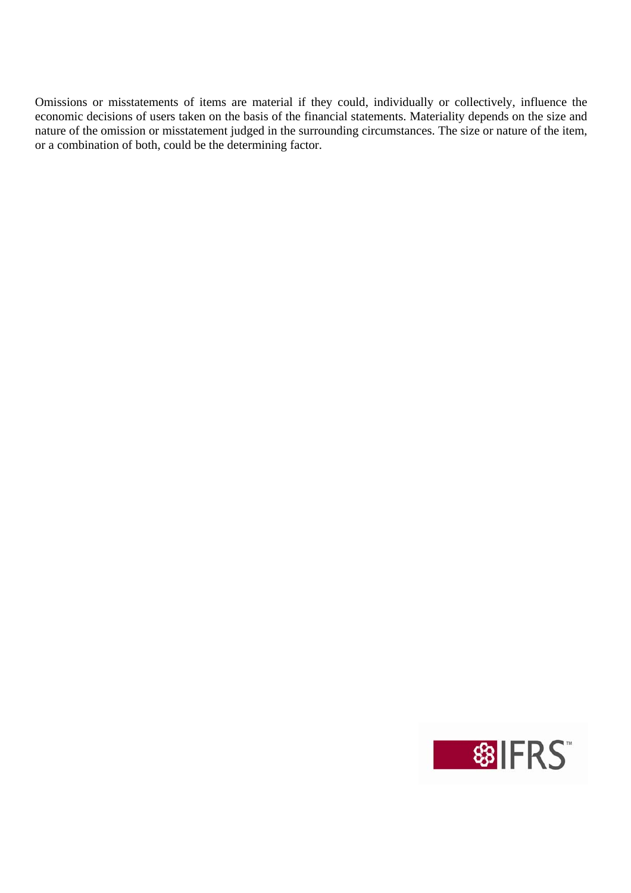Omissions or misstatements of items are material if they could, individually or collectively, influence the economic decisions of users taken on the basis of the financial statements. Materiality depends on the size and nature of the omission or misstatement judged in the surrounding circumstances. The size or nature of the item, or a combination of both, could be the determining factor.